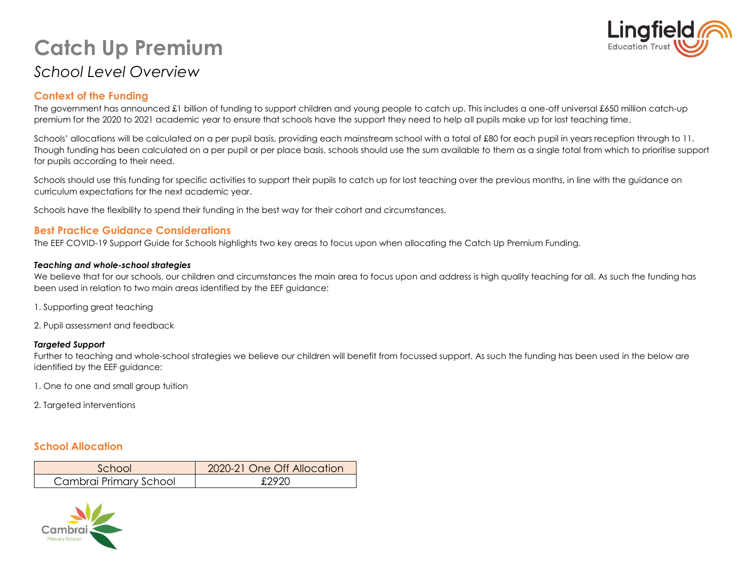# Catch Up Premium

*School Level Overview*

## Context of the Funding

The government has announced £1 billion of funding to support children and young people to catch up. This includes a one-off universal £650 million catch-up premium for the 2020 to 2021 academic year to ensure that schools have the support they need to help all pupils make up for lost teaching time.

Schools' allocations will be calculated on a per pupil basis, providing each mainstream school with a total of £80 for each pupil in years reception through to 11. Though funding has been calculated on a per pupil or per place basis, schools should use the sum available to them as a single total from which to prioritise support for pupils according to their need.

Schools should use this funding for specific activities to support their pupils to catch up for lost teaching over the previous months, in line with the guidance on curriculum expectations for the next academic year.

Schools have the flexibility to spend their funding in the best way for their cohort and circumstances.

## Best Practice Guidance Considerations

The EEF COVID-19 Support Guide for Schools highlights two key areas to focus upon when allocating the Catch Up Premium Funding.

***Teaching and whole-school strategies***

We believe that for our schools, our children and circumstances the main area to focus upon and address is high quality teaching for all. As such the funding has been used in relation to two main areas identified by the EEF guidance:

1. Supporting great teaching

2. Pupil assessment and feedback

***Targeted Support***

Further to teaching and whole-school strategies we believe our children will benefit from focussed support. As such the funding has been used in the below are identified by the EEF guidance:

1. One to one and small group tuition

2. Targeted interventions

## School Allocation

| School | 2020-21 One Off Allocation |
|---|---|
| Cambrai Primary School | £2920 |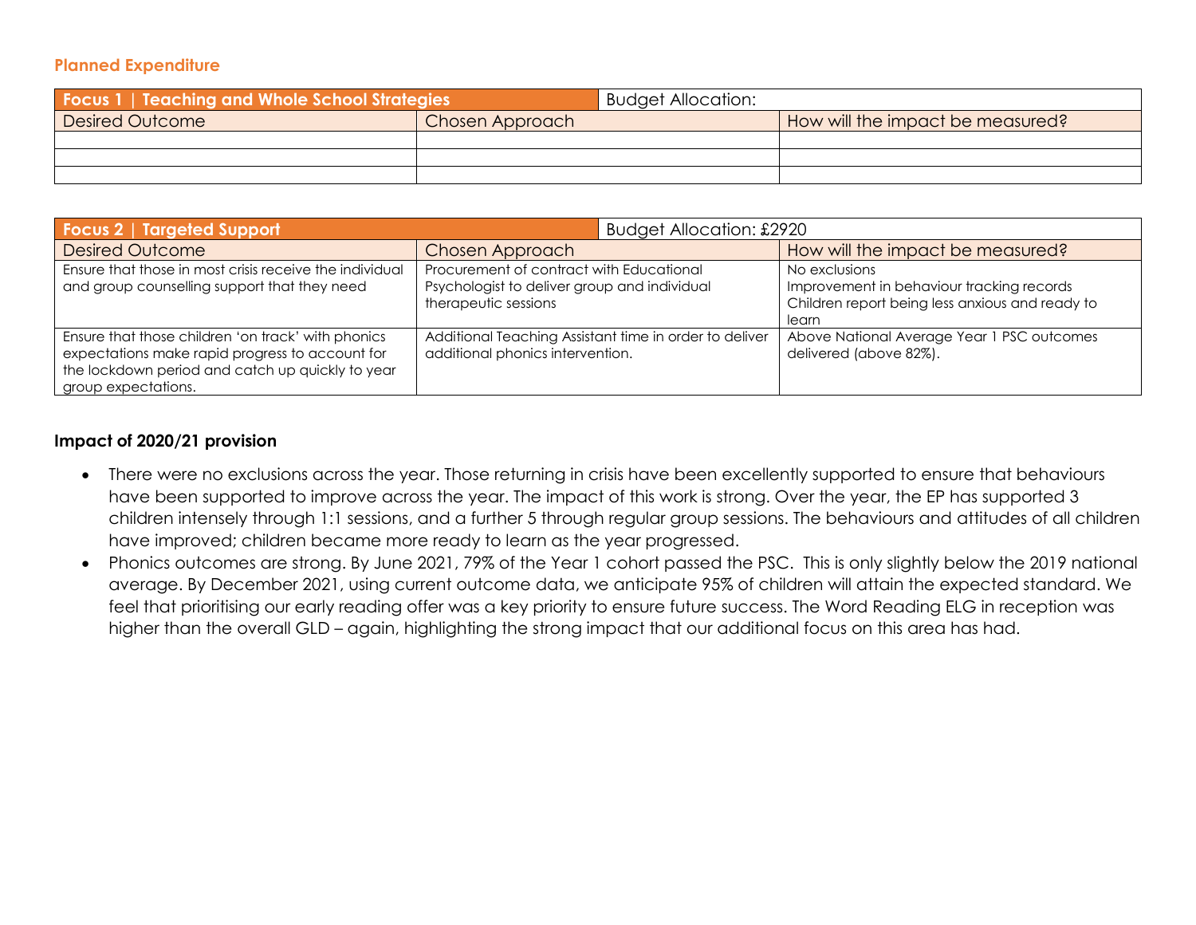### Planned Expenditure

| Focus 1 \| Teaching and Whole School Strategies | Budget Allocation: | |
|---|---|---|
| Desired Outcome | Chosen Approach | How will the impact be measured? |
| | | |
| | | |
| | | |

| Focus 2 \| Targeted Support | Budget Allocation: £2920 | |
|---|---|---|
| Desired Outcome | Chosen Approach | How will the impact be measured? |
| Ensure that those in most crisis receive the individual and group counselling support that they need | Procurement of contract with Educational Psychologist to deliver group and individual therapeutic sessions | No exclusions<br>Improvement in behaviour tracking records<br>Children report being less anxious and ready to learn |
| Ensure that those children 'on track' with phonics expectations make rapid progress to account for the lockdown period and catch up quickly to year group expectations. | Additional Teaching Assistant time in order to deliver additional phonics intervention. | Above National Average Year 1 PSC outcomes delivered (above 82%). |

**Impact of 2020/21 provision**

- There were no exclusions across the year. Those returning in crisis have been excellently supported to ensure that behaviours have been supported to improve across the year. The impact of this work is strong. Over the year, the EP has supported 3 children intensely through 1:1 sessions, and a further 5 through regular group sessions. The behaviours and attitudes of all children have improved; children became more ready to learn as the year progressed.
- Phonics outcomes are strong. By June 2021, 79% of the Year 1 cohort passed the PSC. This is only slightly below the 2019 national average. By December 2021, using current outcome data, we anticipate 95% of children will attain the expected standard. We feel that prioritising our early reading offer was a key priority to ensure future success. The Word Reading ELG in reception was higher than the overall GLD – again, highlighting the strong impact that our additional focus on this area has had.